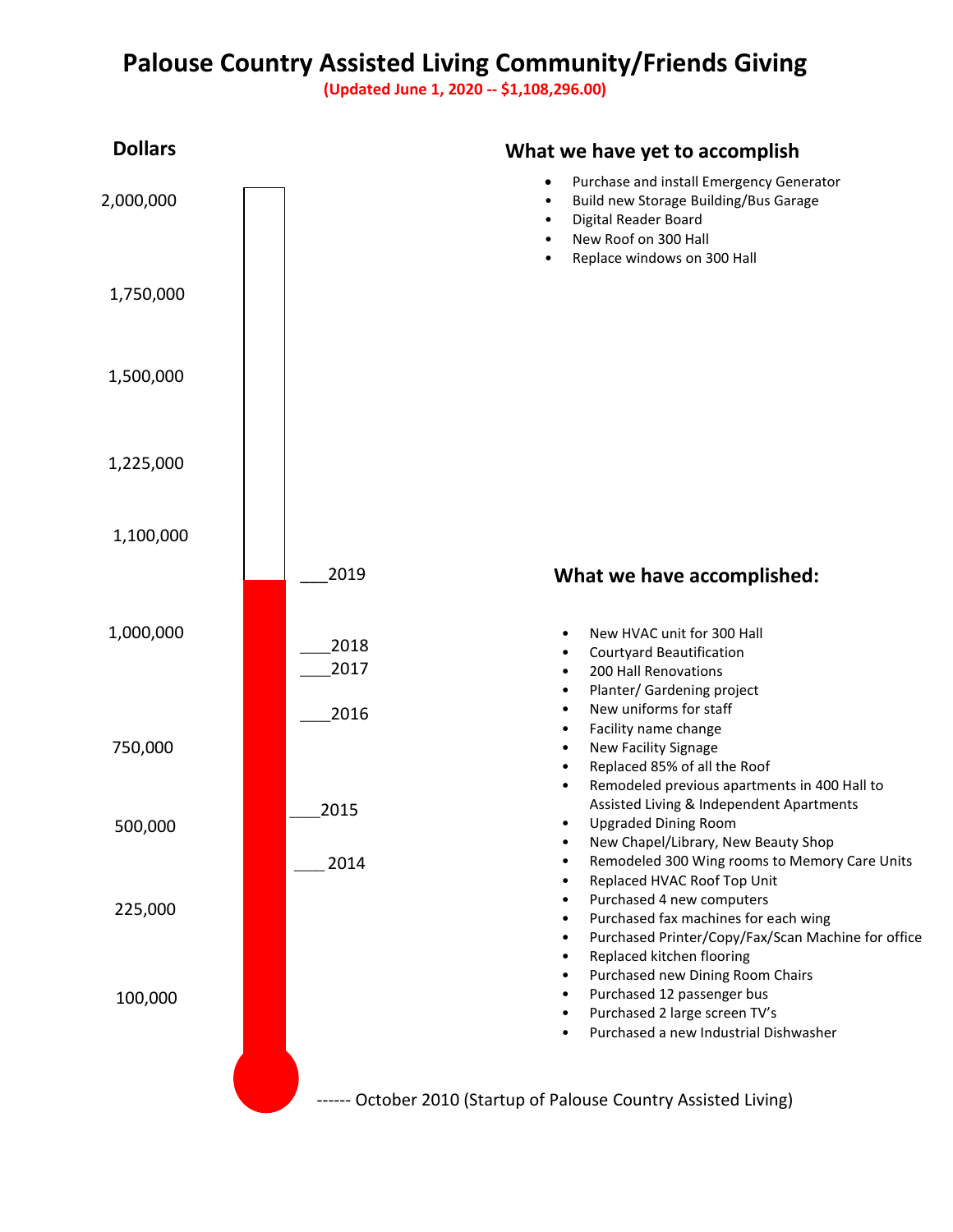# Palouse Country Assisted Living Community/Friends Giving

**(Updated June 1, 2020 -- $1,108,296.00)**

**Dollars**

2,000,000

1,750,000

1,500,000

1,225,000

1,100,000

___2019

1,000,000

___2018

___2017

___2016

750,000

___2015

500,000

___ 2014

225,000

100,000

------ October 2010 (Startup of Palouse Country Assisted Living)

## What we have yet to accomplish

- Purchase and install Emergency Generator
- Build new Storage Building/Bus Garage
- Digital Reader Board
- New Roof on 300 Hall
- Replace windows on 300 Hall

## What we have accomplished:

- New HVAC unit for 300 Hall
- Courtyard Beautification
- 200 Hall Renovations
- Planter/ Gardening project
- New uniforms for staff
- Facility name change
- New Facility Signage
- Replaced 85% of all the Roof
- Remodeled previous apartments in 400 Hall to Assisted Living & Independent Apartments
- Upgraded Dining Room
- New Chapel/Library, New Beauty Shop
- Remodeled 300 Wing rooms to Memory Care Units
- Replaced HVAC Roof Top Unit
- Purchased 4 new computers
- Purchased fax machines for each wing
- Purchased Printer/Copy/Fax/Scan Machine for office
- Replaced kitchen flooring
- Purchased new Dining Room Chairs
- Purchased 12 passenger bus
- Purchased 2 large screen TV's
- Purchased a new Industrial Dishwasher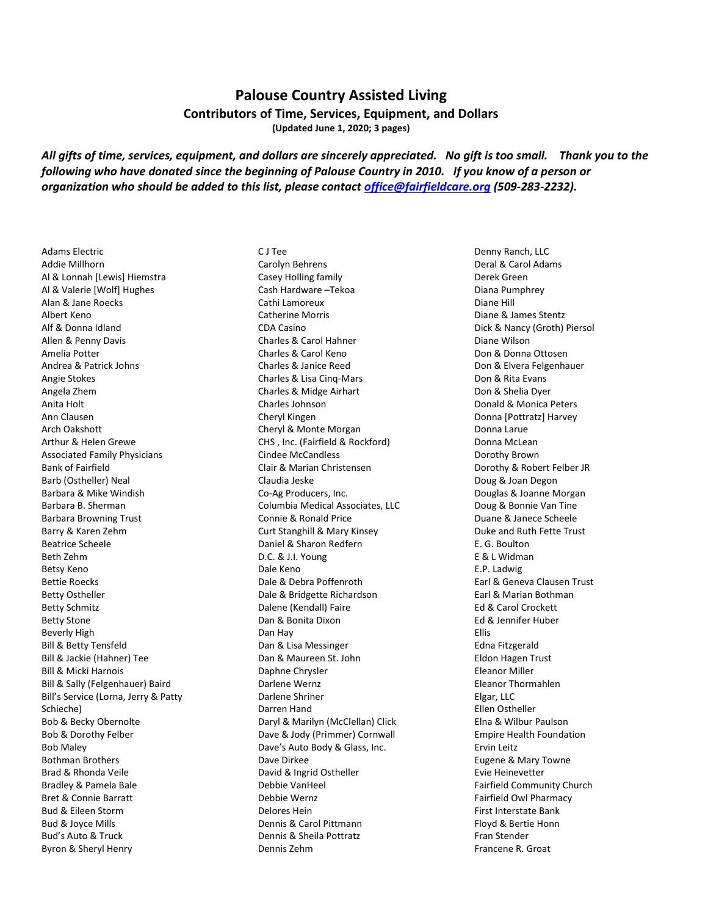# Palouse Country Assisted Living

## Contributors of Time, Services, Equipment, and Dollars

**(Updated June 1, 2020; 3 pages)**

***All gifts of time, services, equipment, and dollars are sincerely appreciated. No gift is too small. Thank you to the following who have donated since the beginning of Palouse Country in 2010. If you know of a person or organization who should be added to this list, please contact office@fairfieldcare.org (509-283-2232).***

Adams Electric
Addie Millhorn
Al & Lonnah [Lewis] Hiemstra
Al & Valerie [Wolf] Hughes
Alan & Jane Roecks
Albert Keno
Alf & Donna Idland
Allen & Penny Davis
Amelia Potter
Andrea & Patrick Johns
Angie Stokes
Angela Zhem
Anita Holt
Ann Clausen
Arch Oakshott
Arthur & Helen Grewe
Associated Family Physicians
Bank of Fairfield
Barb (Ostheller) Neal
Barbara & Mike Windish
Barbara B. Sherman
Barbara Browning Trust
Barry & Karen Zehm
Beatrice Scheele
Beth Zehm
Betsy Keno
Bettie Roecks
Betty Ostheller
Betty Schmitz
Betty Stone
Beverly High
Bill & Betty Tensfeld
Bill & Jackie (Hahner) Tee
Bill & Micki Harnois
Bill & Sally (Felgenhauer) Baird
Bill's Service (Lorna, Jerry & Patty Schieche)
Bob & Becky Obernolte
Bob & Dorothy Felber
Bob Maley
Bothman Brothers
Brad & Rhonda Veile
Bradley & Pamela Bale
Bret & Connie Barratt
Bud & Eileen Storm
Bud & Joyce Mills
Bud's Auto & Truck
Byron & Sheryl Henry
C J Tee
Carolyn Behrens
Casey Holling family
Cash Hardware –Tekoa
Cathi Lamoreux
Catherine Morris
CDA Casino
Charles & Carol Hahner
Charles & Carol Keno
Charles & Janice Reed
Charles & Lisa Cinq-Mars
Charles & Midge Airhart
Charles Johnson
Cheryl Kingen
Cheryl & Monte Morgan
CHS , Inc. (Fairfield & Rockford)
Cindee McCandless
Clair & Marian Christensen
Claudia Jeske
Co-Ag Producers, Inc.
Columbia Medical Associates, LLC
Connie & Ronald Price
Curt Stanghill & Mary Kinsey
Daniel & Sharon Redfern
D.C. & J.I. Young
Dale Keno
Dale & Debra Poffenroth
Dale & Bridgette Richardson
Dalene (Kendall) Faire
Dan & Bonita Dixon
Dan Hay
Dan & Lisa Messinger
Dan & Maureen St. John
Daphne Chrysler
Darlene Wernz
Darlene Shriner
Darren Hand
Daryl & Marilyn (McClellan) Click
Dave & Jody (Primmer) Cornwall
Dave's Auto Body & Glass, Inc.
Dave Dirkee
David & Ingrid Ostheller
Debbie VanHeel
Debbie Wernz
Delores Hein
Dennis & Carol Pittmann
Dennis & Sheila Pottratz
Dennis Zehm
Denny Ranch, LLC
Deral & Carol Adams
Derek Green
Diana Pumphrey
Diane Hill
Diane & James Stentz
Dick & Nancy (Groth) Piersol
Diane Wilson
Don & Donna Ottosen
Don & Elvera Felgenhauer
Don & Rita Evans
Don & Shelia Dyer
Donald & Monica Peters
Donna [Pottratz] Harvey
Donna Larue
Donna McLean
Dorothy Brown
Dorothy & Robert Felber JR
Doug & Joan Degon
Douglas & Joanne Morgan
Doug & Bonnie Van Tine
Duane & Janece Scheele
Duke and Ruth Fette Trust
E. G. Boulton
E & L Widman
E.P. Ladwig
Earl & Geneva Clausen Trust
Earl & Marian Bothman
Ed & Carol Crockett
Ed & Jennifer Huber
Ellis
Edna Fitzgerald
Eldon Hagen Trust
Eleanor Miller
Eleanor Thormahlen
Elgar, LLC
Ellen Ostheller
Elna & Wilbur Paulson
Empire Health Foundation
Ervin Leitz
Eugene & Mary Towne
Evie Heinevetter
Fairfield Community Church
Fairfield Owl Pharmacy
First Interstate Bank
Floyd & Bertie Honn
Fran Stender
Francene R. Groat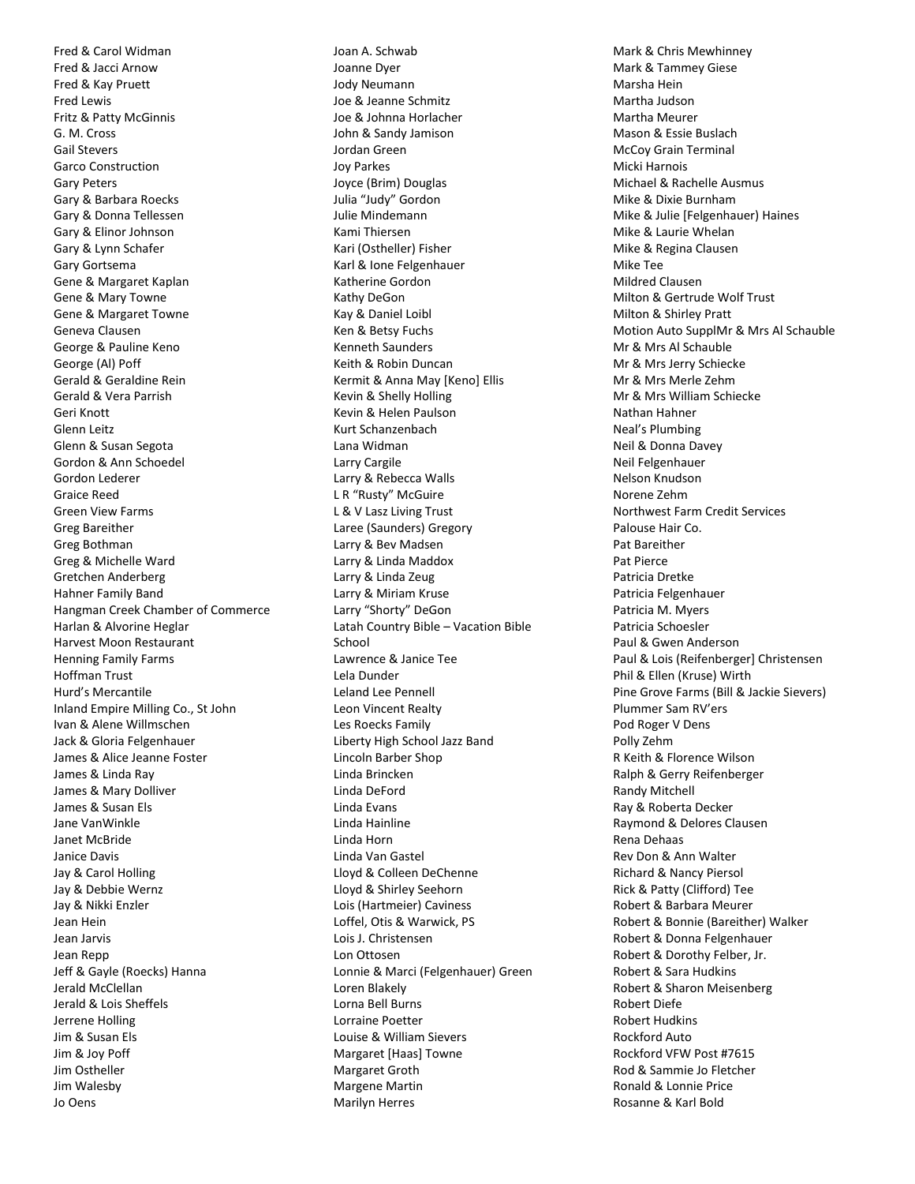Fred & Carol Widman
Fred & Jacci Arnow
Fred & Kay Pruett
Fred Lewis
Fritz & Patty McGinnis
G. M. Cross
Gail Stevers
Garco Construction
Gary Peters
Gary & Barbara Roecks
Gary & Donna Tellessen
Gary & Elinor Johnson
Gary & Lynn Schafer
Gary Gortsema
Gene & Margaret Kaplan
Gene & Mary Towne
Gene & Margaret Towne
Geneva Clausen
George & Pauline Keno
George (Al) Poff
Gerald & Geraldine Rein
Gerald & Vera Parrish
Geri Knott
Glenn Leitz
Glenn & Susan Segota
Gordon & Ann Schoedel
Gordon Lederer
Graice Reed
Green View Farms
Greg Bareither
Greg Bothman
Greg & Michelle Ward
Gretchen Anderberg
Hahner Family Band
Hangman Creek Chamber of Commerce
Harlan & Alvorine Heglar
Harvest Moon Restaurant
Henning Family Farms
Hoffman Trust
Hurd's Mercantile
Inland Empire Milling Co., St John
Ivan & Alene Willmschen
Jack & Gloria Felgenhauer
James & Alice Jeanne Foster
James & Linda Ray
James & Mary Dolliver
James & Susan Els
Jane VanWinkle
Janet McBride
Janice Davis
Jay & Carol Holling
Jay & Debbie Wernz
Jay & Nikki Enzler
Jean Hein
Jean Jarvis
Jean Repp
Jeff & Gayle (Roecks) Hanna
Jerald McClellan
Jerald & Lois Sheffels
Jerrene Holling
Jim & Susan Els
Jim & Joy Poff
Jim Ostheller
Jim Walesby
Jo Oens
Joan A. Schwab
Joanne Dyer
Jody Neumann
Joe & Jeanne Schmitz
Joe & Johnna Horlacher
John & Sandy Jamison
Jordan Green
Joy Parkes
Joyce (Brim) Douglas
Julia "Judy" Gordon
Julie Mindemann
Kami Thiersen
Kari (Ostheller) Fisher
Karl & Ione Felgenhauer
Katherine Gordon
Kathy DeGon
Kay & Daniel Loibl
Ken & Betsy Fuchs
Kenneth Saunders
Keith & Robin Duncan
Kermit & Anna May [Keno] Ellis
Kevin & Shelly Holling
Kevin & Helen Paulson
Kurt Schanzenbach
Lana Widman
Larry Cargile
Larry & Rebecca Walls
L R "Rusty" McGuire
L & V Lasz Living Trust
Laree (Saunders) Gregory
Larry & Bev Madsen
Larry & Linda Maddox
Larry & Linda Zeug
Larry & Miriam Kruse
Larry "Shorty" DeGon
Latah Country Bible – Vacation Bible School
Lawrence & Janice Tee
Lela Dunder
Leland Lee Pennell
Leon Vincent Realty
Les Roecks Family
Liberty High School Jazz Band
Lincoln Barber Shop
Linda Brincken
Linda DeFord
Linda Evans
Linda Hainline
Linda Horn
Linda Van Gastel
Lloyd & Colleen DeChenne
Lloyd & Shirley Seehorn
Lois (Hartmeier) Caviness
Loffel, Otis & Warwick, PS
Lois J. Christensen
Lon Ottosen
Lonnie & Marci (Felgenhauer) Green
Loren Blakely
Lorna Bell Burns
Lorraine Poetter
Louise & William Sievers
Margaret [Haas] Towne
Margaret Groth
Margene Martin
Marilyn Herres
Mark & Chris Mewhinney
Mark & Tammey Giese
Marsha Hein
Martha Judson
Martha Meurer
Mason & Essie Buslach
McCoy Grain Terminal
Micki Harnois
Michael & Rachelle Ausmus
Mike & Dixie Burnham
Mike & Julie [Felgenhauer) Haines
Mike & Laurie Whelan
Mike & Regina Clausen
Mike Tee
Mildred Clausen
Milton & Gertrude Wolf Trust
Milton & Shirley Pratt
Motion Auto SupplMr & Mrs Al Schauble
Mr & Mrs Al Schauble
Mr & Mrs Jerry Schiecke
Mr & Mrs Merle Zehm
Mr & Mrs William Schiecke
Nathan Hahner
Neal's Plumbing
Neil & Donna Davey
Neil Felgenhauer
Nelson Knudson
Norene Zehm
Northwest Farm Credit Services
Palouse Hair Co.
Pat Bareither
Pat Pierce
Patricia Dretke
Patricia Felgenhauer
Patricia M. Myers
Patricia Schoesler
Paul & Gwen Anderson
Paul & Lois (Reifenberger] Christensen
Phil & Ellen (Kruse) Wirth
Pine Grove Farms (Bill & Jackie Sievers)
Plummer Sam RV'ers
Pod Roger V Dens
Polly Zehm
R Keith & Florence Wilson
Ralph & Gerry Reifenberger
Randy Mitchell
Ray & Roberta Decker
Raymond & Delores Clausen
Rena Dehaas
Rev Don & Ann Walter
Richard & Nancy Piersol
Rick & Patty (Clifford) Tee
Robert & Barbara Meurer
Robert & Bonnie (Bareither) Walker
Robert & Donna Felgenhauer
Robert & Dorothy Felber, Jr.
Robert & Sara Hudkins
Robert & Sharon Meisenberg
Robert Diefe
Robert Hudkins
Rockford Auto
Rockford VFW Post #7615
Rod & Sammie Jo Fletcher
Ronald & Lonnie Price
Rosanne & Karl Bold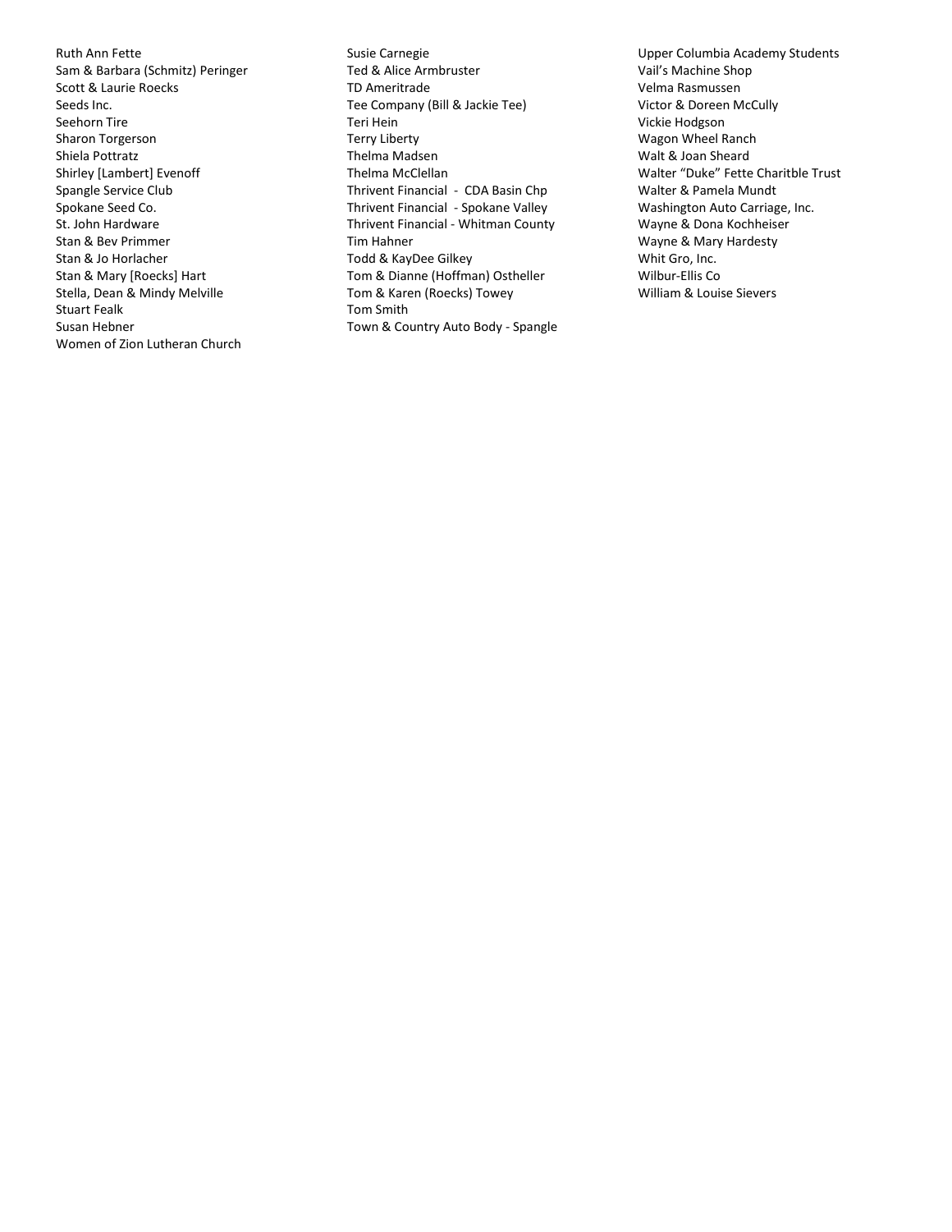Ruth Ann Fette
Sam & Barbara (Schmitz) Peringer
Scott & Laurie Roecks
Seeds Inc.
Seehorn Tire
Sharon Torgerson
Shiela Pottratz
Shirley [Lambert] Evenoff
Spangle Service Club
Spokane Seed Co.
St. John Hardware
Stan & Bev Primmer
Stan & Jo Horlacher
Stan & Mary [Roecks] Hart
Stella, Dean & Mindy Melville
Stuart Fealk
Susan Hebner
Women of Zion Lutheran Church

Susie Carnegie
Ted & Alice Armbruster
TD Ameritrade
Tee Company (Bill & Jackie Tee)
Teri Hein
Terry Liberty
Thelma Madsen
Thelma McClellan
Thrivent Financial - CDA Basin Chp
Thrivent Financial - Spokane Valley
Thrivent Financial - Whitman County
Tim Hahner
Todd & KayDee Gilkey
Tom & Dianne (Hoffman) Ostheller
Tom & Karen (Roecks) Towey
Tom Smith
Town & Country Auto Body - Spangle

Upper Columbia Academy Students
Vail's Machine Shop
Velma Rasmussen
Victor & Doreen McCully
Vickie Hodgson
Wagon Wheel Ranch
Walt & Joan Sheard
Walter "Duke" Fette Charitble Trust
Walter & Pamela Mundt
Washington Auto Carriage, Inc.
Wayne & Dona Kochheiser
Wayne & Mary Hardesty
Whit Gro, Inc.
Wilbur-Ellis Co
William & Louise Sievers